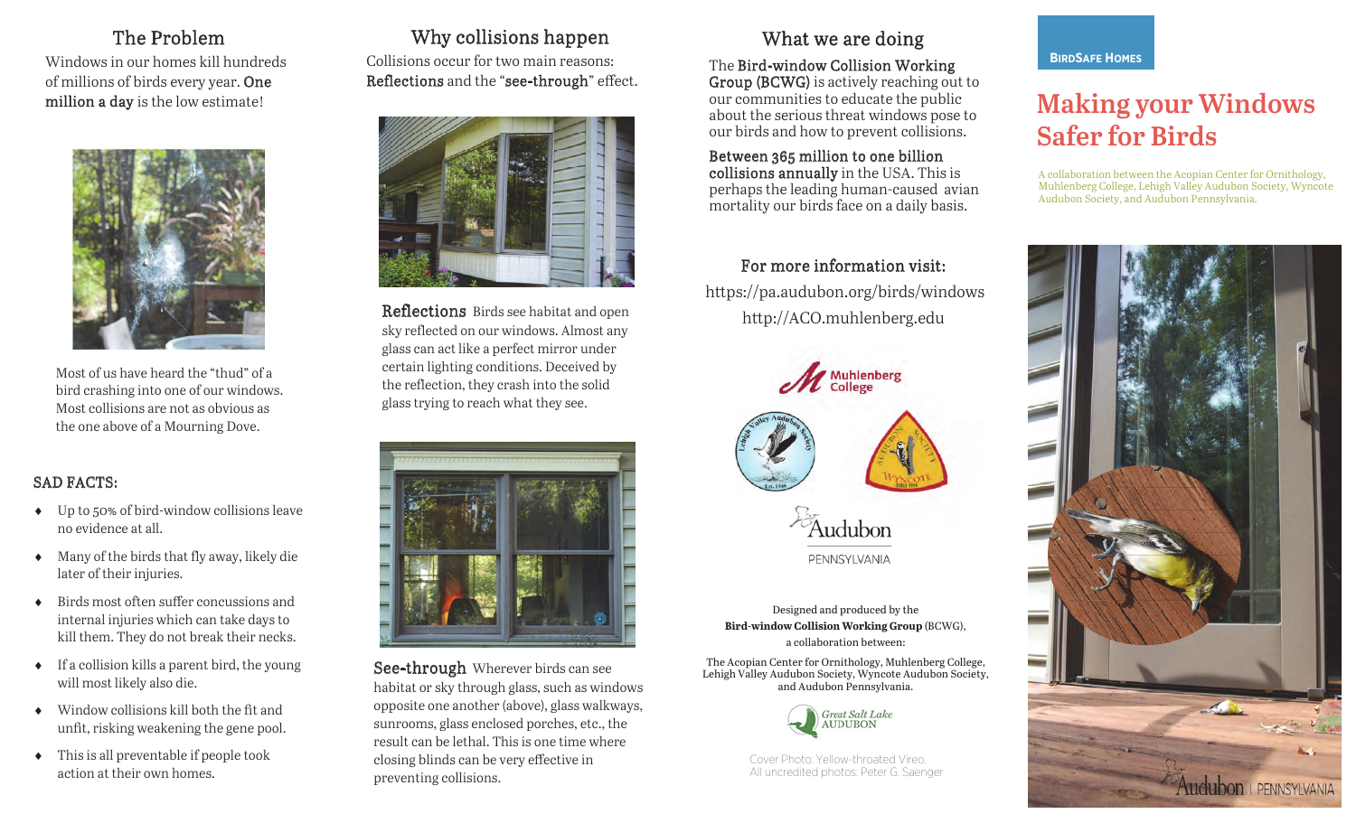## The Problem

Windows in our homes kill hundreds of millions of birds every year. **One million a day** is the low estimate!

Most of us have heard the "thud" of a bird crashing into one of our windows. Most collisions are not as obvious as the one above of a Mourning Dove.

### SAD FACTS:

- Up to 50% of bird-window collisions leave no evidence at all.
- Many of the birds that fly away, likely die later of their injuries.
- Birds most often suffer concussions and internal injuries which can take days to kill them. They do not break their necks.
- If a collision kills a parent bird, the young will most likely also die.
- Window collisions kill both the fit and unfit, risking weakening the gene pool.
- This is all preventable if people took action at their own homes.

## Why collisions happen

Collisions occur for two main reasons: **Reflections** and the "**see-through**" effect.

**Reflections** Birds see habitat and open sky reflected on our windows. Almost any glass can act like a perfect mirror under certain lighting conditions. Deceived by the reflection, they crash into the solid glass trying to reach what they see.

**See-through** Wherever birds can see habitat or sky through glass, such as windows opposite one another (above), glass walkways, sunrooms, glass enclosed porches, etc., the result can be lethal. This is one time where closing blinds can be very effective in preventing collisions.

## What we are doing

The **Bird-window Collision Working Group (BCWG)** is actively reaching out to our communities to educate the public about the serious threat windows pose to our birds and how to prevent collisions.

**Between 365 million to one billion collisions annually** in the USA. This is perhaps the leading human-caused avian mortality our birds face on a daily basis.

### For more information visit:

https://pa.audubon.org/birds/windows

http://ACO.muhlenberg.edu

Muhlenberg College

Audubon PENNSYLVANIA

Designed and produced by the **Bird-window Collision Working Group** (BCWG), a collaboration between:

The Acopian Center for Ornithology, Muhlenberg College, Lehigh Valley Audubon Society, Wyncote Audubon Society, and Audubon Pennsylvania.

Great Salt Lake AUDUBON

Cover Photo: Yellow-throated Vireo.
All uncredited photos: Peter G. Saenger

**BIRDSAFE HOMES**

# Making your Windows Safer for Birds

A collaboration between the Acopian Center for Ornithology, Muhlenberg College, Lehigh Valley Audubon Society, Wyncote Audubon Society, and Audubon Pennsylvania.

Audubon | PENNSYLVANIA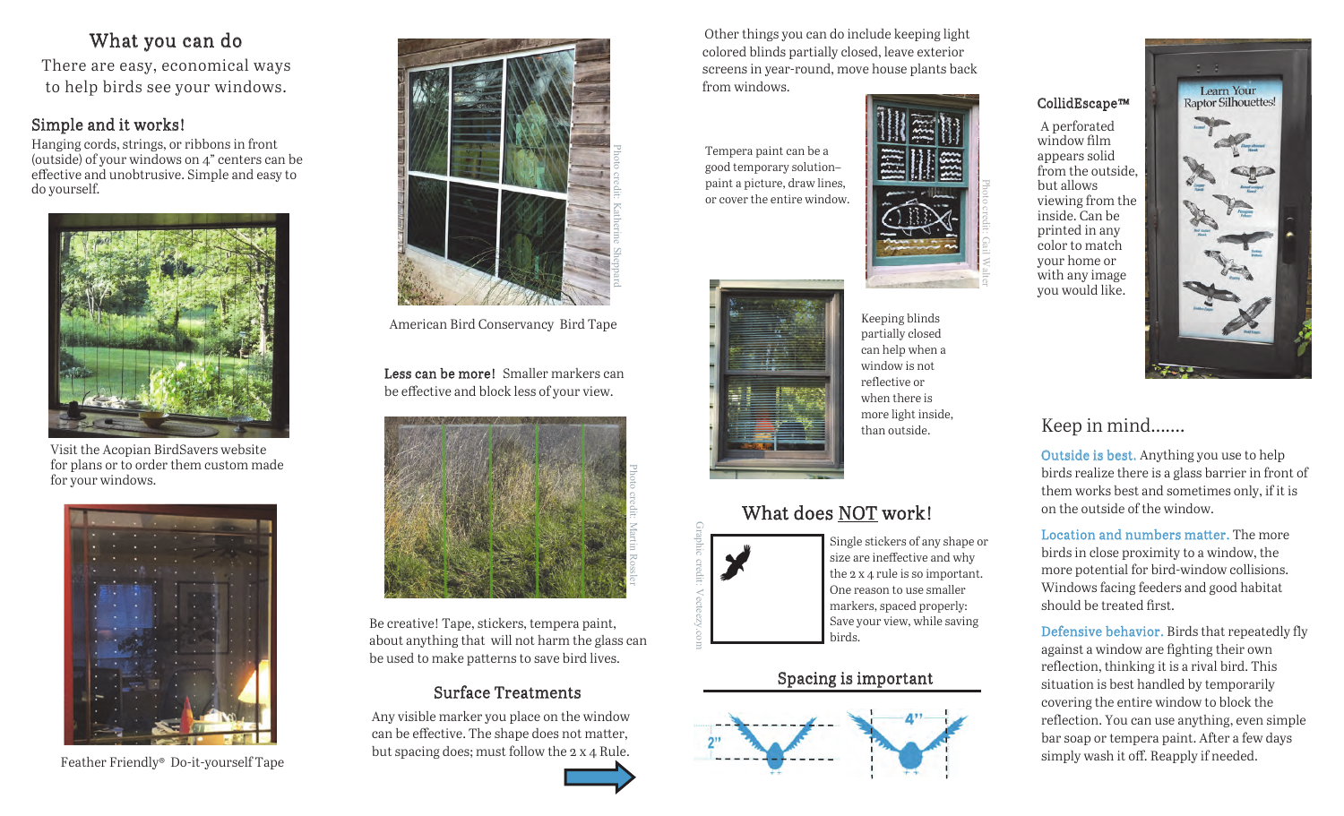## What you can do

There are easy, economical ways to help birds see your windows.

### Simple and it works!

Hanging cords, strings, or ribbons in front (outside) of your windows on 4" centers can be effective and unobtrusive. Simple and easy to do yourself.

Visit the Acopian BirdSavers website for plans or to order them custom made for your windows.

Feather Friendly® Do-it-yourself Tape

Photo credit: Katherine Sheppard

American Bird Conservancy Bird Tape

**Less can be more!** Smaller markers can be effective and block less of your view.

Photo credit: Martin Rossler

Be creative! Tape, stickers, tempera paint, about anything that will not harm the glass can be used to make patterns to save bird lives.

### Surface Treatments

Any visible marker you place on the window can be effective. The shape does not matter, but spacing does; must follow the 2 x 4 Rule.

Other things you can do include keeping light colored blinds partially closed, leave exterior screens in year-round, move house plants back from windows.

Tempera paint can be a good temporary solution– paint a picture, draw lines, or cover the entire window.

Photo credit: Gail Walter

Keeping blinds partially closed can help when a window is not reflective or when there is more light inside, than outside.

### What does NOT work!

Graphic credit: Vecteezy.com

Single stickers of any shape or size are ineffective and why the 2 x 4 rule is so important. One reason to use smaller markers, spaced properly: Save your view, while saving birds.

### Spacing is important

2"

4"

### CollidEscape™

A perforated window film appears solid from the outside, but allows viewing from the inside. Can be printed in any color to match your home or with any image you would like.

Learn Your Raptor Silhouettes!

## Keep in mind.......

**Outside is best.** Anything you use to help birds realize there is a glass barrier in front of them works best and sometimes only, if it is on the outside of the window.

**Location and numbers matter.** The more birds in close proximity to a window, the more potential for bird-window collisions. Windows facing feeders and good habitat should be treated first.

**Defensive behavior.** Birds that repeatedly fly against a window are fighting their own reflection, thinking it is a rival bird. This situation is best handled by temporarily covering the entire window to block the reflection. You can use anything, even simple bar soap or tempera paint. After a few days simply wash it off. Reapply if needed.